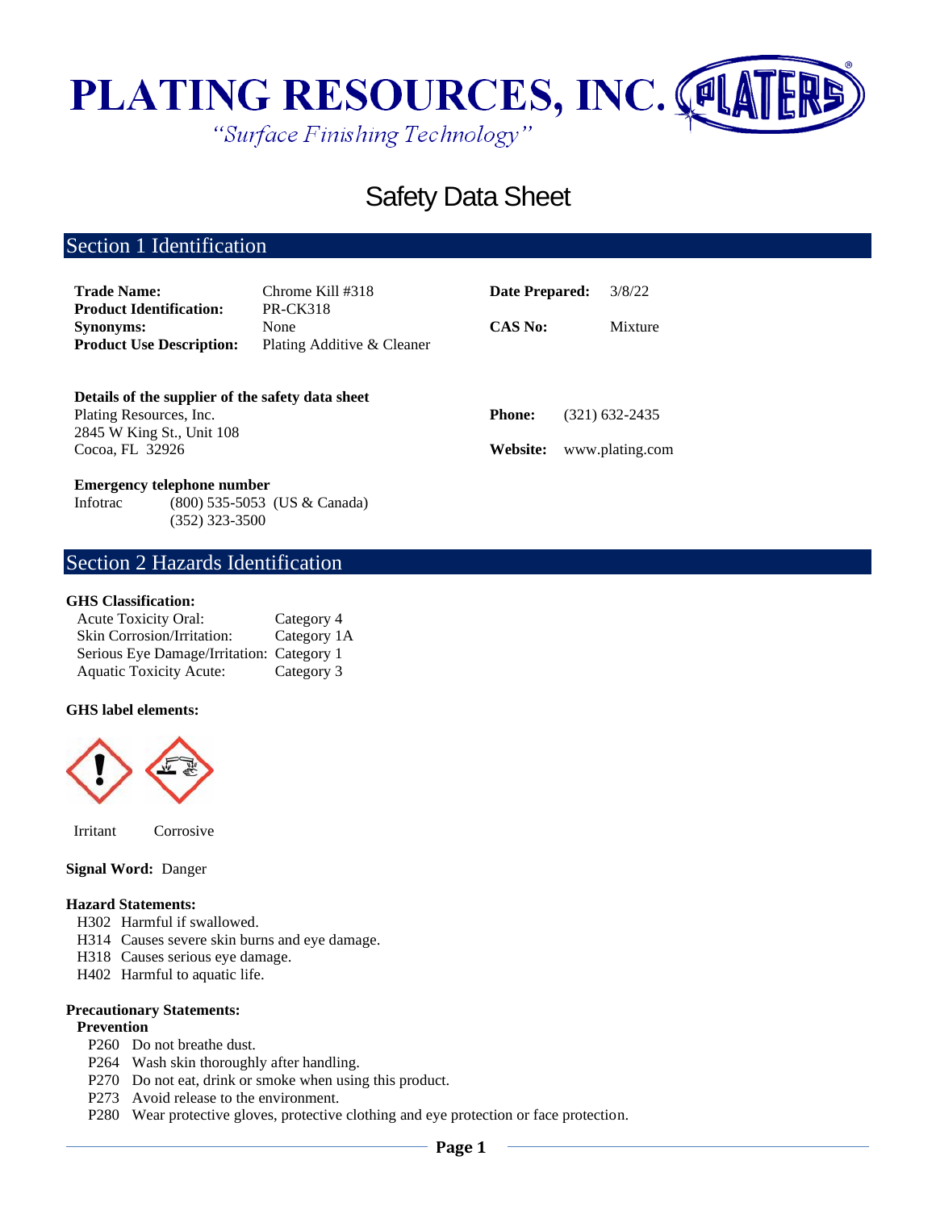# PLATING RESOURCES, INC.

*"Surface Finishing Technology"*

# Safety Data Sheet

## Section 1 Identification

| | | | |
|---|---|---|---|
| **Trade Name:** | Chrome Kill #318 | **Date Prepared:** | 3/8/22 |
| **Product Identification:** | PR-CK318 | | |
| **Synonyms:** | None | **CAS No:** | Mixture |
| **Product Use Description:** | Plating Additive & Cleaner | | |

**Details of the supplier of the safety data sheet**
Plating Resources, Inc.
2845 W King St., Unit 108
Cocoa, FL 32926

**Phone:** (321) 632-2435

**Website:** www.plating.com

**Emergency telephone number**
Infotrac (800) 535-5053 (US & Canada)
(352) 323-3500

## Section 2 Hazards Identification

**GHS Classification:**

| | |
|---|---|
| Acute Toxicity Oral: | Category 4 |
| Skin Corrosion/Irritation: | Category 1A |
| Serious Eye Damage/Irritation: | Category 1 |
| Aquatic Toxicity Acute: | Category 3 |

**GHS label elements:**

Irritant Corrosive

**Signal Word:** Danger

**Hazard Statements:**
- H302 Harmful if swallowed.
- H314 Causes severe skin burns and eye damage.
- H318 Causes serious eye damage.
- H402 Harmful to aquatic life.

**Precautionary Statements:**

**Prevention**
- P260 Do not breathe dust.
- P264 Wash skin thoroughly after handling.
- P270 Do not eat, drink or smoke when using this product.
- P273 Avoid release to the environment.
- P280 Wear protective gloves, protective clothing and eye protection or face protection.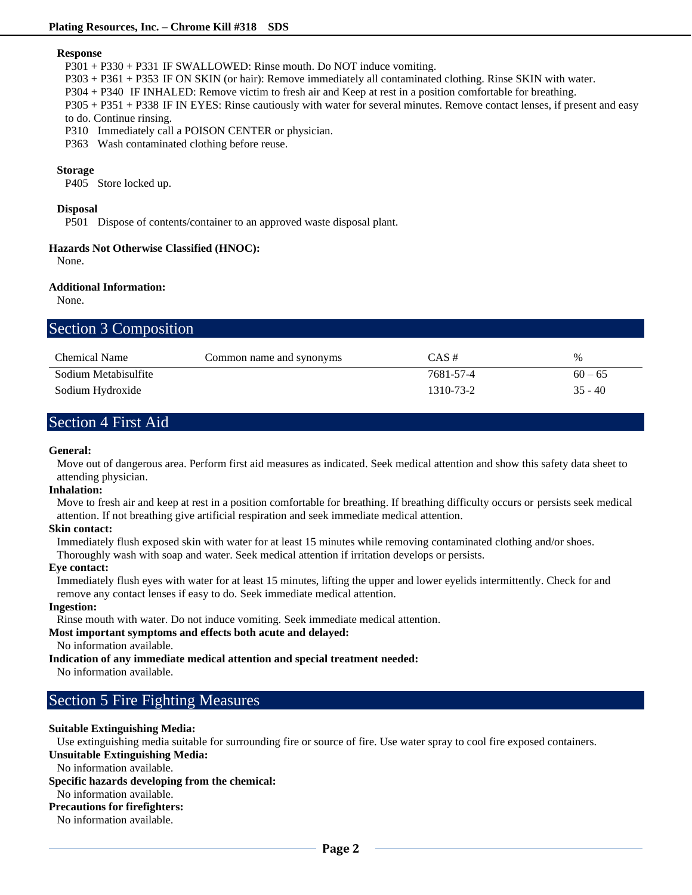**Response**

P301 + P330 + P331 IF SWALLOWED: Rinse mouth. Do NOT induce vomiting.
P303 + P361 + P353 IF ON SKIN (or hair): Remove immediately all contaminated clothing. Rinse SKIN with water.
P304 + P340 IF INHALED: Remove victim to fresh air and Keep at rest in a position comfortable for breathing.
P305 + P351 + P338 IF IN EYES: Rinse cautiously with water for several minutes. Remove contact lenses, if present and easy to do. Continue rinsing.
P310 Immediately call a POISON CENTER or physician.
P363 Wash contaminated clothing before reuse.

**Storage**

P405 Store locked up.

**Disposal**

P501 Dispose of contents/container to an approved waste disposal plant.

**Hazards Not Otherwise Classified (HNOC):**

None.

**Additional Information:**

None.

## Section 3 Composition

| Chemical Name | Common name and synonyms | CAS # | % |
|---|---|---|---|
| Sodium Metabisulfite | | 7681-57-4 | 60 – 65 |
| Sodium Hydroxide | | 1310-73-2 | 35 - 40 |

## Section 4 First Aid

**General:**

Move out of dangerous area. Perform first aid measures as indicated. Seek medical attention and show this safety data sheet to attending physician.

**Inhalation:**

Move to fresh air and keep at rest in a position comfortable for breathing. If breathing difficulty occurs or persists seek medical attention. If not breathing give artificial respiration and seek immediate medical attention.

**Skin contact:**

Immediately flush exposed skin with water for at least 15 minutes while removing contaminated clothing and/or shoes. Thoroughly wash with soap and water. Seek medical attention if irritation develops or persists.

**Eye contact:**

Immediately flush eyes with water for at least 15 minutes, lifting the upper and lower eyelids intermittently. Check for and remove any contact lenses if easy to do. Seek immediate medical attention.

**Ingestion:**

Rinse mouth with water. Do not induce vomiting. Seek immediate medical attention.

**Most important symptoms and effects both acute and delayed:**

No information available.

**Indication of any immediate medical attention and special treatment needed:**

No information available.

## Section 5 Fire Fighting Measures

**Suitable Extinguishing Media:**

Use extinguishing media suitable for surrounding fire or source of fire. Use water spray to cool fire exposed containers.

**Unsuitable Extinguishing Media:**

No information available.

**Specific hazards developing from the chemical:**

No information available.

**Precautions for firefighters:**

No information available.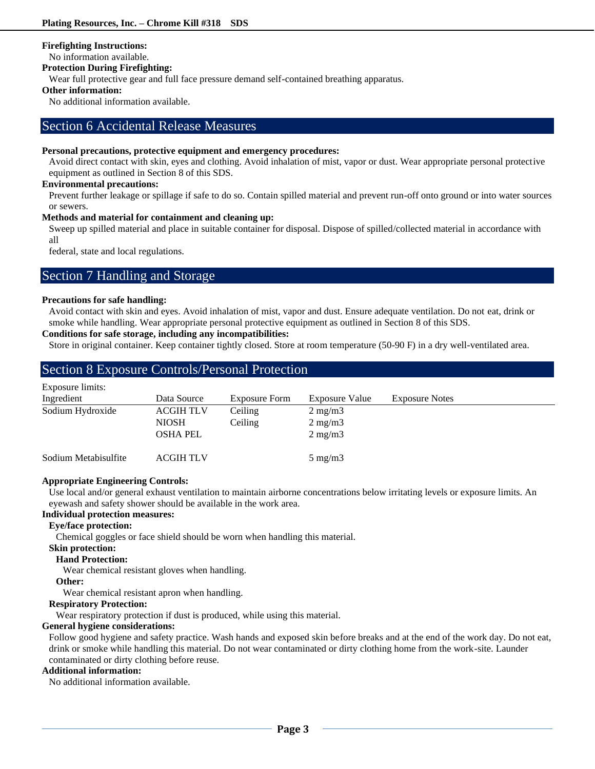**Firefighting Instructions:**
No information available.

**Protection During Firefighting:**
Wear full protective gear and full face pressure demand self-contained breathing apparatus.

**Other information:**
No additional information available.

## Section 6 Accidental Release Measures

**Personal precautions, protective equipment and emergency procedures:**
Avoid direct contact with skin, eyes and clothing. Avoid inhalation of mist, vapor or dust. Wear appropriate personal protective equipment as outlined in Section 8 of this SDS.

**Environmental precautions:**
Prevent further leakage or spillage if safe to do so. Contain spilled material and prevent run-off onto ground or into water sources or sewers.

**Methods and material for containment and cleaning up:**
Sweep up spilled material and place in suitable container for disposal. Dispose of spilled/collected material in accordance with all
federal, state and local regulations.

## Section 7 Handling and Storage

**Precautions for safe handling:**
Avoid contact with skin and eyes. Avoid inhalation of mist, vapor and dust. Ensure adequate ventilation. Do not eat, drink or smoke while handling. Wear appropriate personal protective equipment as outlined in Section 8 of this SDS.

**Conditions for safe storage, including any incompatibilities:**
Store in original container. Keep container tightly closed. Store at room temperature (50-90 F) in a dry well-ventilated area.

## Section 8 Exposure Controls/Personal Protection

Exposure limits:

| Ingredient | Data Source | Exposure Form | Exposure Value | Exposure Notes |
|---|---|---|---|---|
| Sodium Hydroxide | ACGIH TLV | Ceiling | 2 mg/m3 | |
| | NIOSH | Ceiling | 2 mg/m3 | |
| | OSHA PEL | | 2 mg/m3 | |
| Sodium Metabisulfite | ACGIH TLV | | 5 mg/m3 | |

**Appropriate Engineering Controls:**
Use local and/or general exhaust ventilation to maintain airborne concentrations below irritating levels or exposure limits. An eyewash and safety shower should be available in the work area.

**Individual protection measures:**

**Eye/face protection:**
Chemical goggles or face shield should be worn when handling this material.

**Skin protection:**

**Hand Protection:**
Wear chemical resistant gloves when handling.

**Other:**
Wear chemical resistant apron when handling.

**Respiratory Protection:**
Wear respiratory protection if dust is produced, while using this material.

**General hygiene considerations:**
Follow good hygiene and safety practice. Wash hands and exposed skin before breaks and at the end of the work day. Do not eat, drink or smoke while handling this material. Do not wear contaminated or dirty clothing home from the work-site. Launder contaminated or dirty clothing before reuse.

**Additional information:**
No additional information available.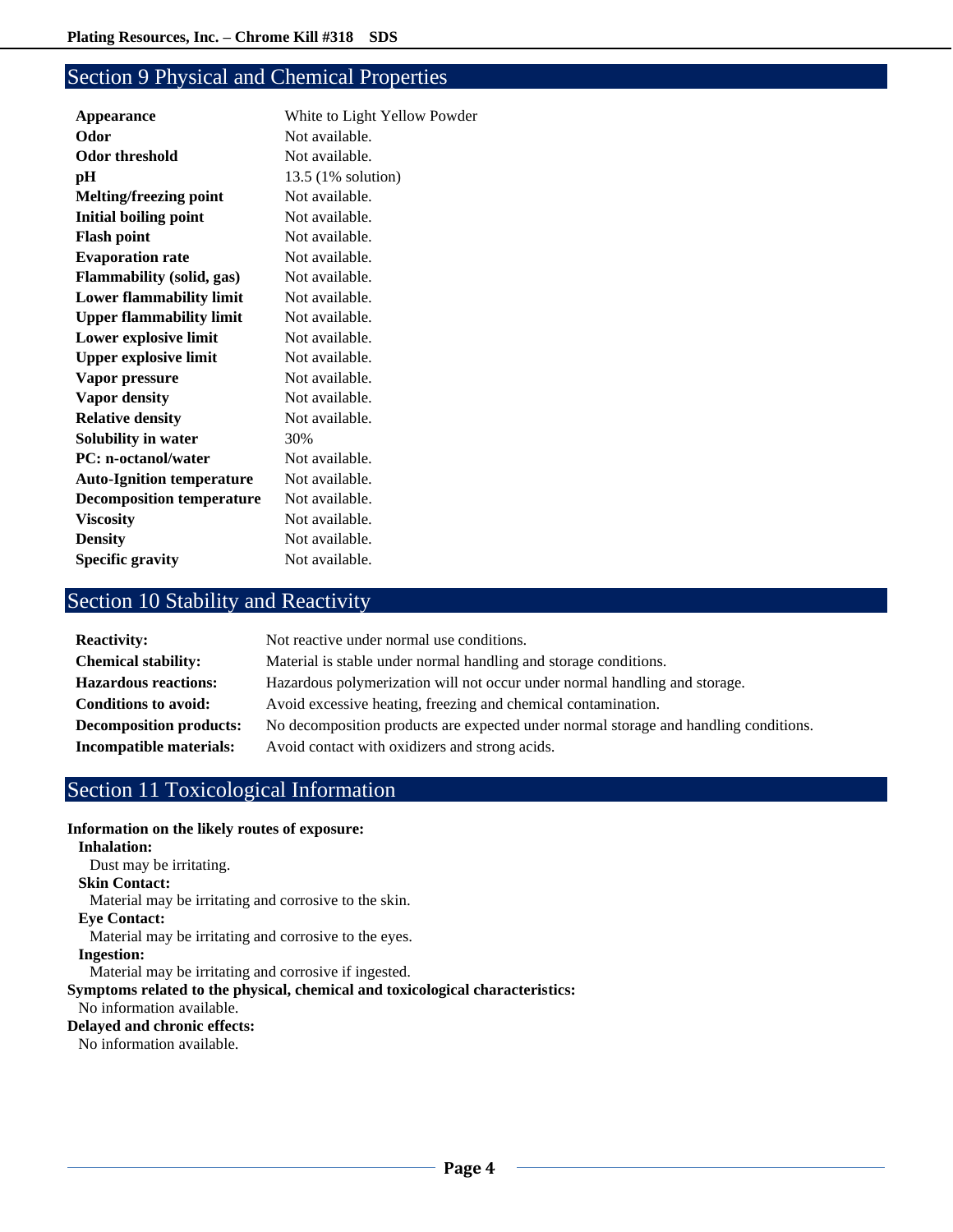## Section 9 Physical and Chemical Properties

| | |
|---|---|
| **Appearance** | White to Light Yellow Powder |
| **Odor** | Not available. |
| **Odor threshold** | Not available. |
| **pH** | 13.5 (1% solution) |
| **Melting/freezing point** | Not available. |
| **Initial boiling point** | Not available. |
| **Flash point** | Not available. |
| **Evaporation rate** | Not available. |
| **Flammability (solid, gas)** | Not available. |
| **Lower flammability limit** | Not available. |
| **Upper flammability limit** | Not available. |
| **Lower explosive limit** | Not available. |
| **Upper explosive limit** | Not available. |
| **Vapor pressure** | Not available. |
| **Vapor density** | Not available. |
| **Relative density** | Not available. |
| **Solubility in water** | 30% |
| **PC: n-octanol/water** | Not available. |
| **Auto-Ignition temperature** | Not available. |
| **Decomposition temperature** | Not available. |
| **Viscosity** | Not available. |
| **Density** | Not available. |
| **Specific gravity** | Not available. |

## Section 10 Stability and Reactivity

| | |
|---|---|
| **Reactivity:** | Not reactive under normal use conditions. |
| **Chemical stability:** | Material is stable under normal handling and storage conditions. |
| **Hazardous reactions:** | Hazardous polymerization will not occur under normal handling and storage. |
| **Conditions to avoid:** | Avoid excessive heating, freezing and chemical contamination. |
| **Decomposition products:** | No decomposition products are expected under normal storage and handling conditions. |
| **Incompatible materials:** | Avoid contact with oxidizers and strong acids. |

## Section 11 Toxicological Information

**Information on the likely routes of exposure:**

**Inhalation:**
Dust may be irritating.

**Skin Contact:**
Material may be irritating and corrosive to the skin.

**Eye Contact:**
Material may be irritating and corrosive to the eyes.

**Ingestion:**
Material may be irritating and corrosive if ingested.

**Symptoms related to the physical, chemical and toxicological characteristics:**
No information available.

**Delayed and chronic effects:**
No information available.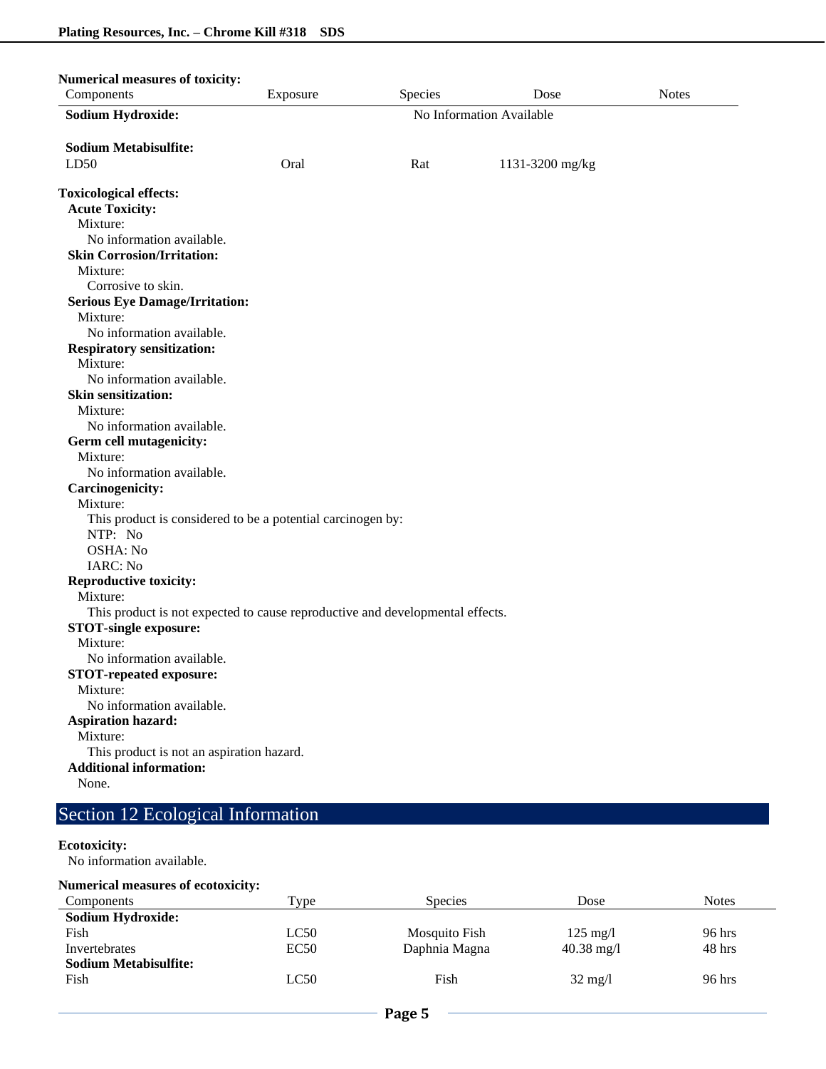**Numerical measures of toxicity:**

| Components | Exposure | Species | Dose | Notes |
|---|---|---|---|---|
| **Sodium Hydroxide:** | | No Information Available | | |
| **Sodium Metabisulfite:** | | | | |
| LD50 | Oral | Rat | 1131-3200 mg/kg | |

**Toxicological effects:**

**Acute Toxicity:**
Mixture:
No information available.

**Skin Corrosion/Irritation:**
Mixture:
Corrosive to skin.

**Serious Eye Damage/Irritation:**
Mixture:
No information available.

**Respiratory sensitization:**
Mixture:
No information available.

**Skin sensitization:**
Mixture:
No information available.

**Germ cell mutagenicity:**
Mixture:
No information available.

**Carcinogenicity:**
Mixture:
This product is considered to be a potential carcinogen by:
NTP: No
OSHA: No
IARC: No

**Reproductive toxicity:**
Mixture:
This product is not expected to cause reproductive and developmental effects.

**STOT-single exposure:**
Mixture:
No information available.

**STOT-repeated exposure:**
Mixture:
No information available.

**Aspiration hazard:**
Mixture:
This product is not an aspiration hazard.

**Additional information:**
None.

## Section 12 Ecological Information

**Ecotoxicity:**
No information available.

**Numerical measures of ecotoxicity:**

| Components | Type | Species | Dose | Notes |
|---|---|---|---|---|
| **Sodium Hydroxide:** | | | | |
| Fish | LC50 | Mosquito Fish | 125 mg/l | 96 hrs |
| Invertebrates | EC50 | Daphnia Magna | 40.38 mg/l | 48 hrs |
| **Sodium Metabisulfite:** | | | | |
| Fish | LC50 | Fish | 32 mg/l | 96 hrs |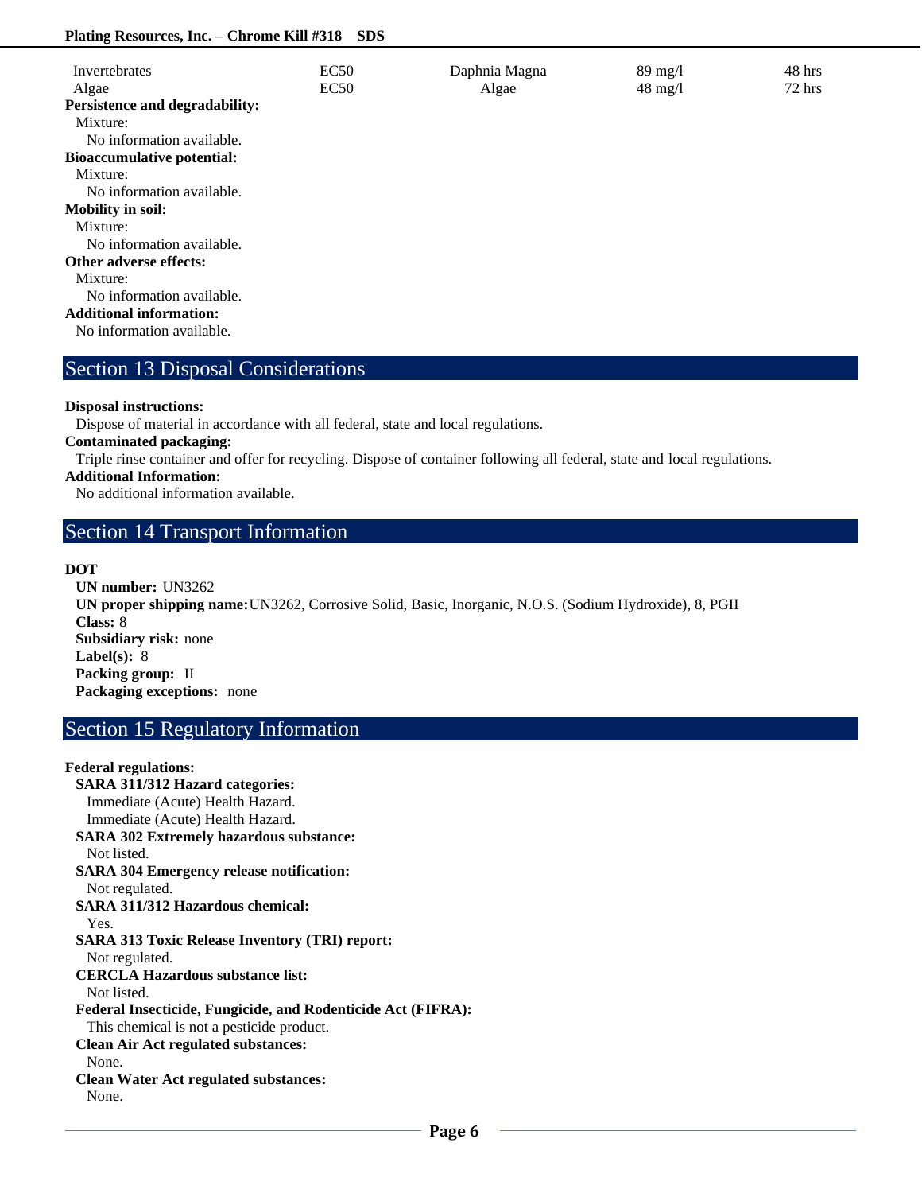| | | | | |
|---|---|---|---|---|
| Invertebrates | EC50 | Daphnia Magna | 89 mg/l | 48 hrs |
| Algae | EC50 | Algae | 48 mg/l | 72 hrs |

**Persistence and degradability:**

Mixture:

No information available.

**Bioaccumulative potential:**

Mixture:

No information available.

**Mobility in soil:**

Mixture:

No information available.

**Other adverse effects:**

Mixture:

No information available.

**Additional information:**

No information available.

## Section 13 Disposal Considerations

**Disposal instructions:**

Dispose of material in accordance with all federal, state and local regulations.

**Contaminated packaging:**

Triple rinse container and offer for recycling. Dispose of container following all federal, state and local regulations.

**Additional Information:**

No additional information available.

## Section 14 Transport Information

**DOT**

**UN number:** UN3262

**UN proper shipping name:** UN3262, Corrosive Solid, Basic, Inorganic, N.O.S. (Sodium Hydroxide), 8, PGII

**Class:** 8

**Subsidiary risk:** none

**Label(s):** 8

**Packing group:** II

**Packaging exceptions:** none

## Section 15 Regulatory Information

**Federal regulations:**

**SARA 311/312 Hazard categories:**

Immediate (Acute) Health Hazard.

Immediate (Acute) Health Hazard.

**SARA 302 Extremely hazardous substance:**

Not listed.

**SARA 304 Emergency release notification:**

Not regulated.

**SARA 311/312 Hazardous chemical:**

Yes.

**SARA 313 Toxic Release Inventory (TRI) report:**

Not regulated.

**CERCLA Hazardous substance list:**

Not listed.

**Federal Insecticide, Fungicide, and Rodenticide Act (FIFRA):**

This chemical is not a pesticide product.

**Clean Air Act regulated substances:**

None.

**Clean Water Act regulated substances:**

None.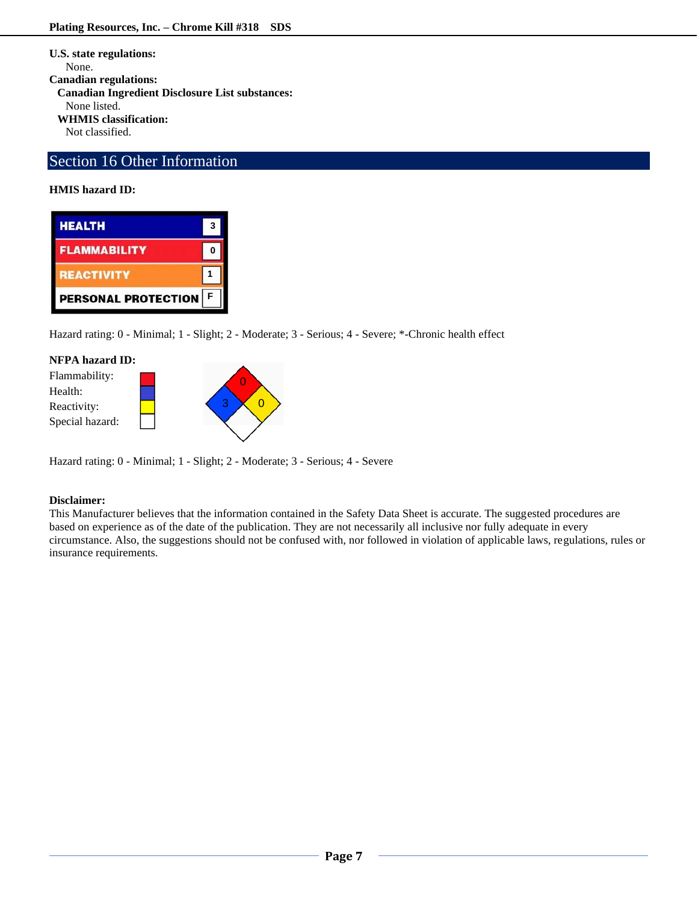**U.S. state regulations:**

None.

**Canadian regulations:**

**Canadian Ingredient Disclosure List substances:**

None listed.

**WHMIS classification:**

Not classified.

## Section 16 Other Information

**HMIS hazard ID:**

| | |
|---|---|
| HEALTH | 3 |
| FLAMMABILITY | 0 |
| REACTIVITY | 1 |
| PERSONAL PROTECTION | F |

Hazard rating: 0 - Minimal; 1 - Slight; 2 - Moderate; 3 - Serious; 4 - Severe; *-Chronic health effect

**NFPA hazard ID:**

Flammability:
Health:
Reactivity:
Special hazard:

0
3
0

Hazard rating: 0 - Minimal; 1 - Slight; 2 - Moderate; 3 - Serious; 4 - Severe

**Disclaimer:**

This Manufacturer believes that the information contained in the Safety Data Sheet is accurate. The suggested procedures are based on experience as of the date of the publication. They are not necessarily all inclusive nor fully adequate in every circumstance. Also, the suggestions should not be confused with, nor followed in violation of applicable laws, regulations, rules or insurance requirements.